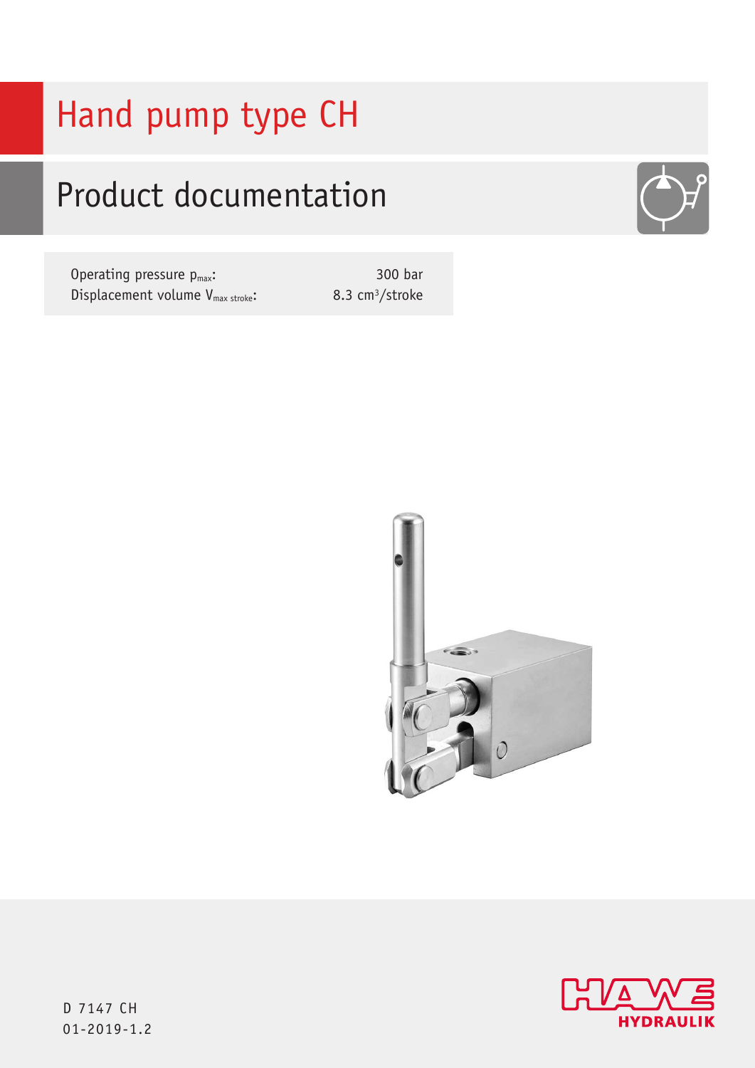# Hand pump type CH

## Product documentation

| | |
|---|---|
| Operating pressure $p_{max}$: | 300 bar |
| Displacement volume $V_{max\ stroke}$: | 8.3 $cm^3$/stroke |

D 7147 CH
01-2019-1.2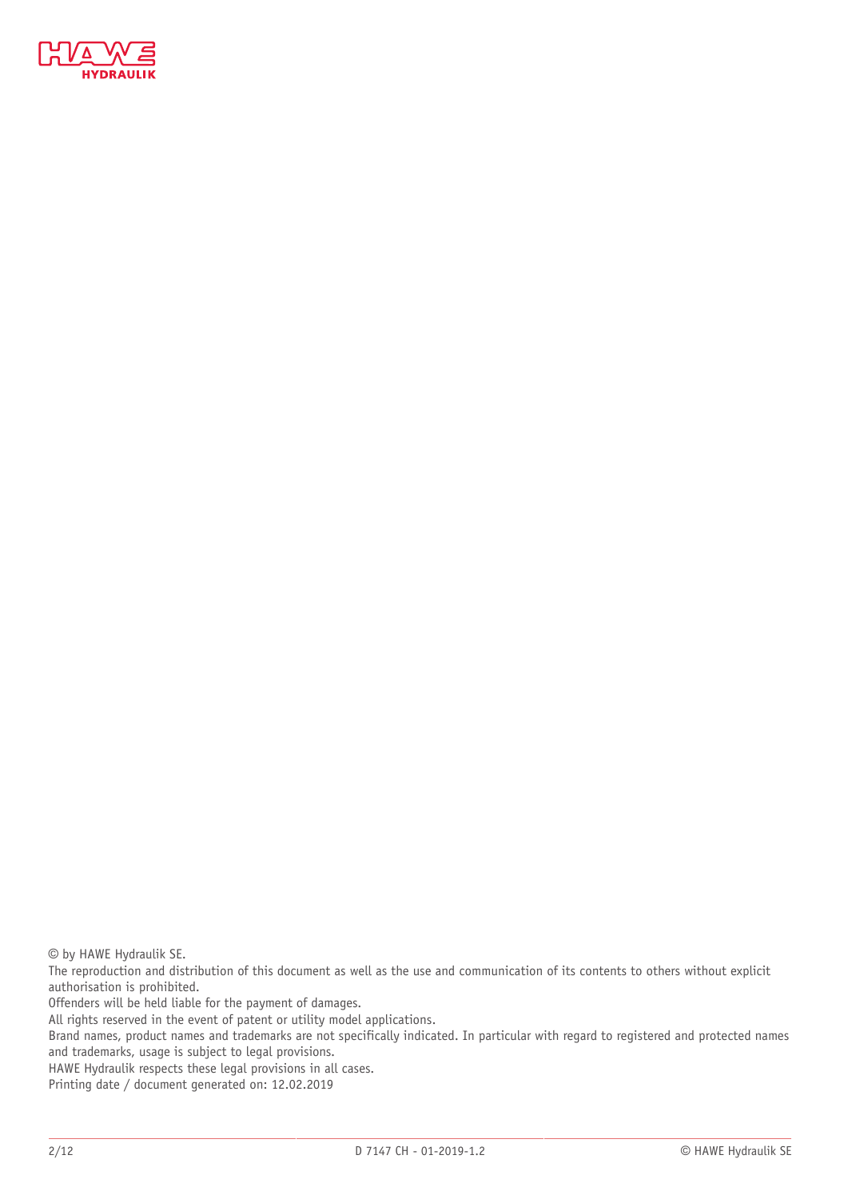© by HAWE Hydraulik SE.

The reproduction and distribution of this document as well as the use and communication of its contents to others without explicit authorisation is prohibited.

Offenders will be held liable for the payment of damages.

All rights reserved in the event of patent or utility model applications.

Brand names, product names and trademarks are not specifically indicated. In particular with regard to registered and protected names and trademarks, usage is subject to legal provisions.

HAWE Hydraulik respects these legal provisions in all cases.

Printing date / document generated on: 12.02.2019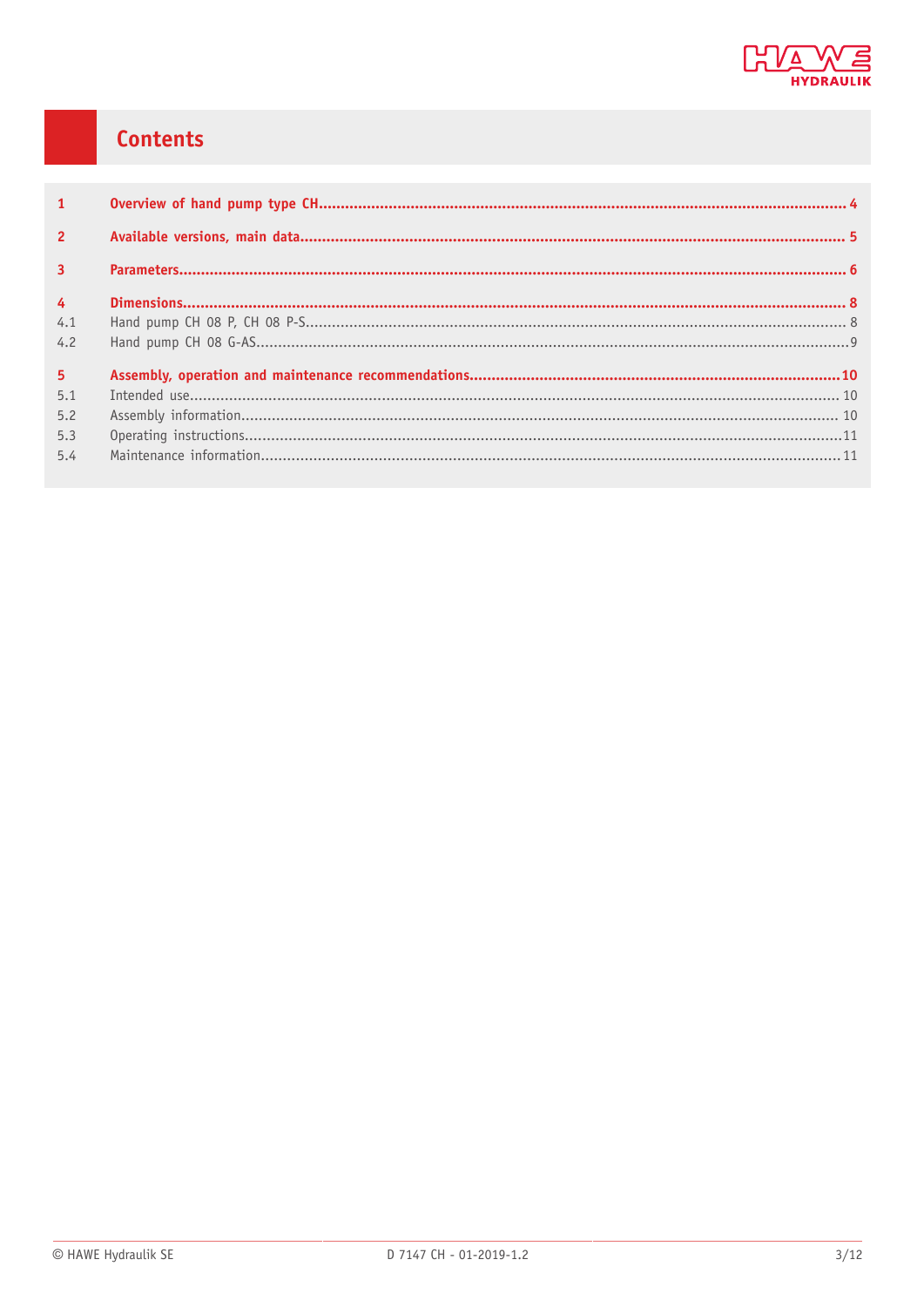# Contents

| | | |
|---|---|---|
| **1** | **Overview of hand pump type CH** | **4** |
| **2** | **Available versions, main data** | **5** |
| **3** | **Parameters** | **6** |
| **4** | **Dimensions** | **8** |
| 4.1 | Hand pump CH 08 P, CH 08 P-S | 8 |
| 4.2 | Hand pump CH 08 G-AS | 9 |
| **5** | **Assembly, operation and maintenance recommendations** | **10** |
| 5.1 | Intended use | 10 |
| 5.2 | Assembly information | 10 |
| 5.3 | Operating instructions | 11 |
| 5.4 | Maintenance information | 11 |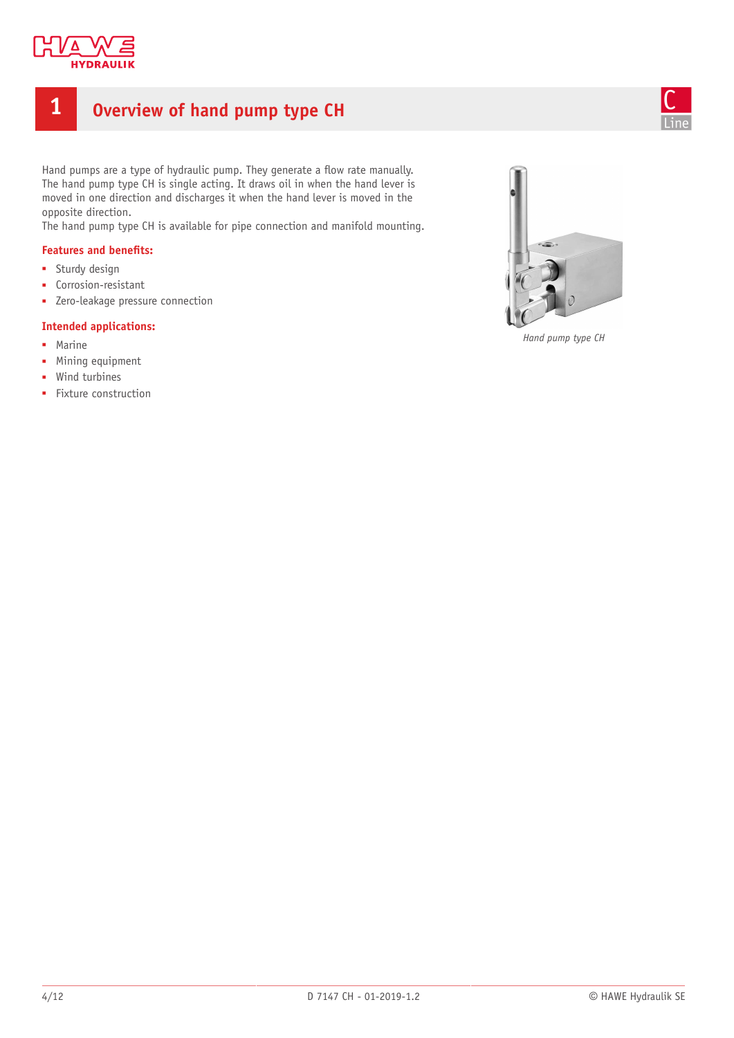# 1 Overview of hand pump type CH

Hand pumps are a type of hydraulic pump. They generate a flow rate manually.
The hand pump type CH is single acting. It draws oil in when the hand lever is moved in one direction and discharges it when the hand lever is moved in the opposite direction.
The hand pump type CH is available for pipe connection and manifold mounting.

**Features and benefits:**

- Sturdy design
- Corrosion-resistant
- Zero-leakage pressure connection

**Intended applications:**

- Marine
- Mining equipment
- Wind turbines
- Fixture construction

*Hand pump type CH*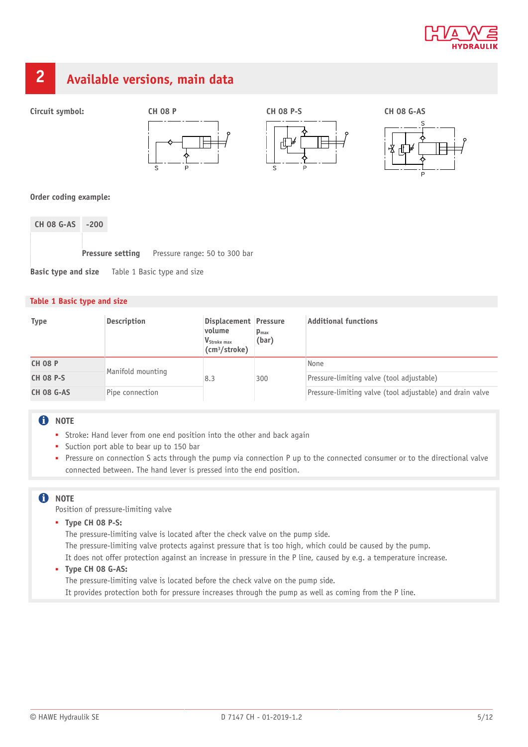## 2 Available versions, main data

**Circuit symbol:**

CH 08 P

S P

CH 08 P-S

S P

CH 08 G-AS

S

P

**Order coding example:**

| CH 08 G-AS | -200 |
|---|---|

**Pressure setting** Pressure range: 50 to 300 bar

**Basic type and size** Table 1 Basic type and size

**Table 1 Basic type and size**

| Type | Description | Displacement volume $V_{Stroke\ max}$ (cm³/stroke) | Pressure $p_{max}$ (bar) | Additional functions |
|---|---|---|---|---|
| CH 08 P | Manifold mounting | 8.3 | 300 | None |
| CH 08 P-S | | | | Pressure-limiting valve (tool adjustable) |
| CH 08 G-AS | Pipe connection | | | Pressure-limiting valve (tool adjustable) and drain valve |

**NOTE**

- Stroke: Hand lever from one end position into the other and back again
- Suction port able to bear up to 150 bar
- Pressure on connection S acts through the pump via connection P up to the connected consumer or to the directional valve connected between. The hand lever is pressed into the end position.

**NOTE**

Position of pressure-limiting valve

- **Type CH 08 P-S:**
  The pressure-limiting valve is located after the check valve on the pump side.
  The pressure-limiting valve protects against pressure that is too high, which could be caused by the pump.
  It does not offer protection against an increase in pressure in the P line, caused by e.g. a temperature increase.
- **Type CH 08 G-AS:**
  The pressure-limiting valve is located before the check valve on the pump side.
  It provides protection both for pressure increases through the pump as well as coming from the P line.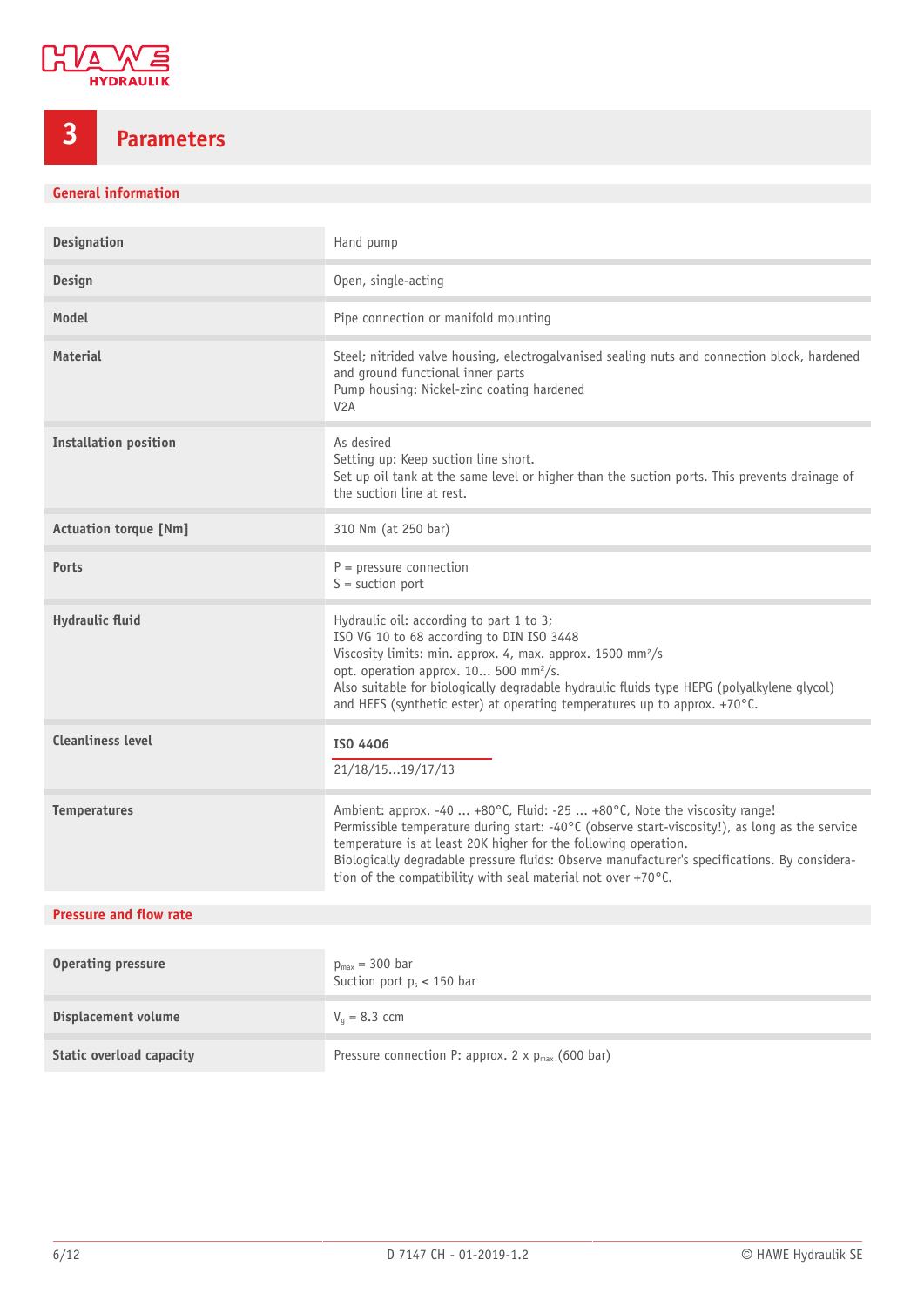# 3 Parameters

## General information

| | |
|---|---|
| **Designation** | Hand pump |
| **Design** | Open, single-acting |
| **Model** | Pipe connection or manifold mounting |
| **Material** | Steel; nitrided valve housing, electrogalvanised sealing nuts and connection block, hardened and ground functional inner parts<br>Pump housing: Nickel-zinc coating hardened<br>V2A |
| **Installation position** | As desired<br>Setting up: Keep suction line short.<br>Set up oil tank at the same level or higher than the suction ports. This prevents drainage of the suction line at rest. |
| **Actuation torque [Nm]** | 310 Nm (at 250 bar) |
| **Ports** | P = pressure connection<br>S = suction port |
| **Hydraulic fluid** | Hydraulic oil: according to part 1 to 3;<br>ISO VG 10 to 68 according to DIN ISO 3448<br>Viscosity limits: min. approx. 4, max. approx. 1500 mm²/s<br>opt. operation approx. 10... 500 mm²/s.<br>Also suitable for biologically degradable hydraulic fluids type HEPG (polyalkylene glycol) and HEES (synthetic ester) at operating temperatures up to approx. +70°C. |
| **Cleanliness level** | **ISO 4406**<br>21/18/15...19/17/13 |
| **Temperatures** | Ambient: approx. -40 ... +80°C, Fluid: -25 ... +80°C, Note the viscosity range!<br>Permissible temperature during start: -40°C (observe start-viscosity!), as long as the service temperature is at least 20K higher for the following operation.<br>Biologically degradable pressure fluids: Observe manufacturer's specifications. By consideration of the compatibility with seal material not over +70°C. |

## Pressure and flow rate

| | |
|---|---|
| **Operating pressure** | $p_{max}$ = 300 bar<br>Suction port $p_s$ < 150 bar |
| **Displacement volume** | $V_g$ = 8.3 ccm |
| **Static overload capacity** | Pressure connection P: approx. 2 x $p_{max}$ (600 bar) |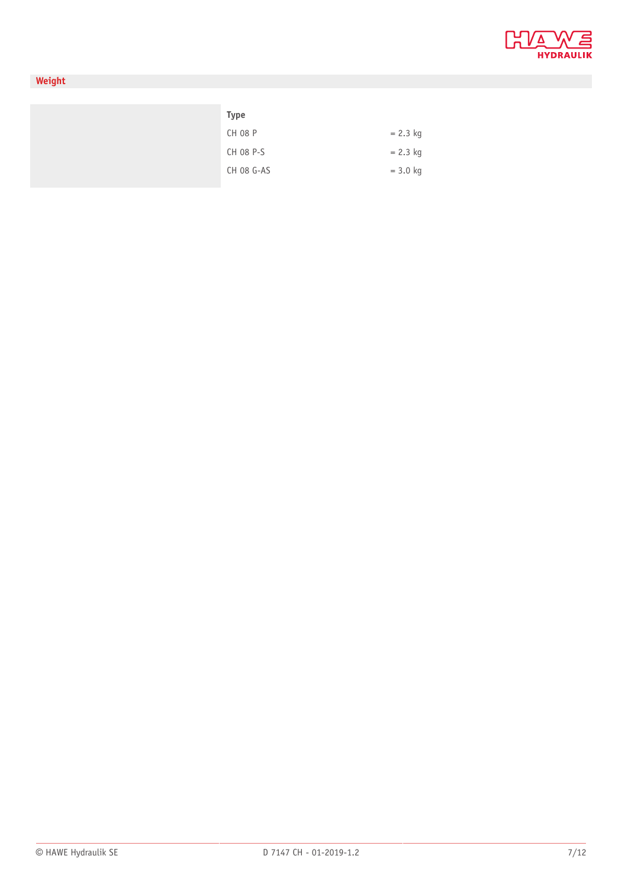## Weight

| Type | |
|---|---|
| CH 08 P | = 2.3 kg |
| CH 08 P-S | = 2.3 kg |
| CH 08 G-AS | = 3.0 kg |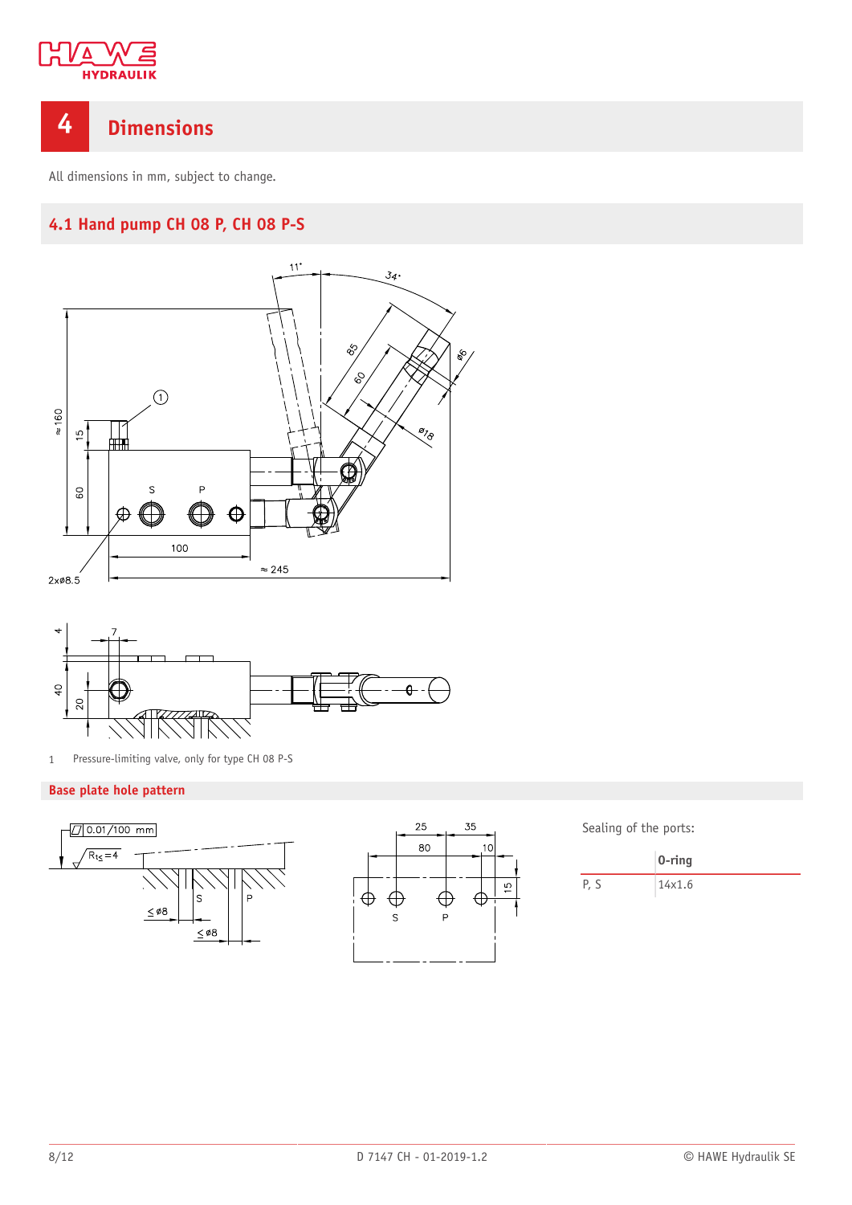# 4 Dimensions

All dimensions in mm, subject to change.

## 4.1 Hand pump CH 08 P, CH 08 P-S

1 Pressure-limiting valve, only for type CH 08 P-S

### Base plate hole pattern

Sealing of the ports:

| | O-ring |
|---|---|
| P, S | 14x1.6 |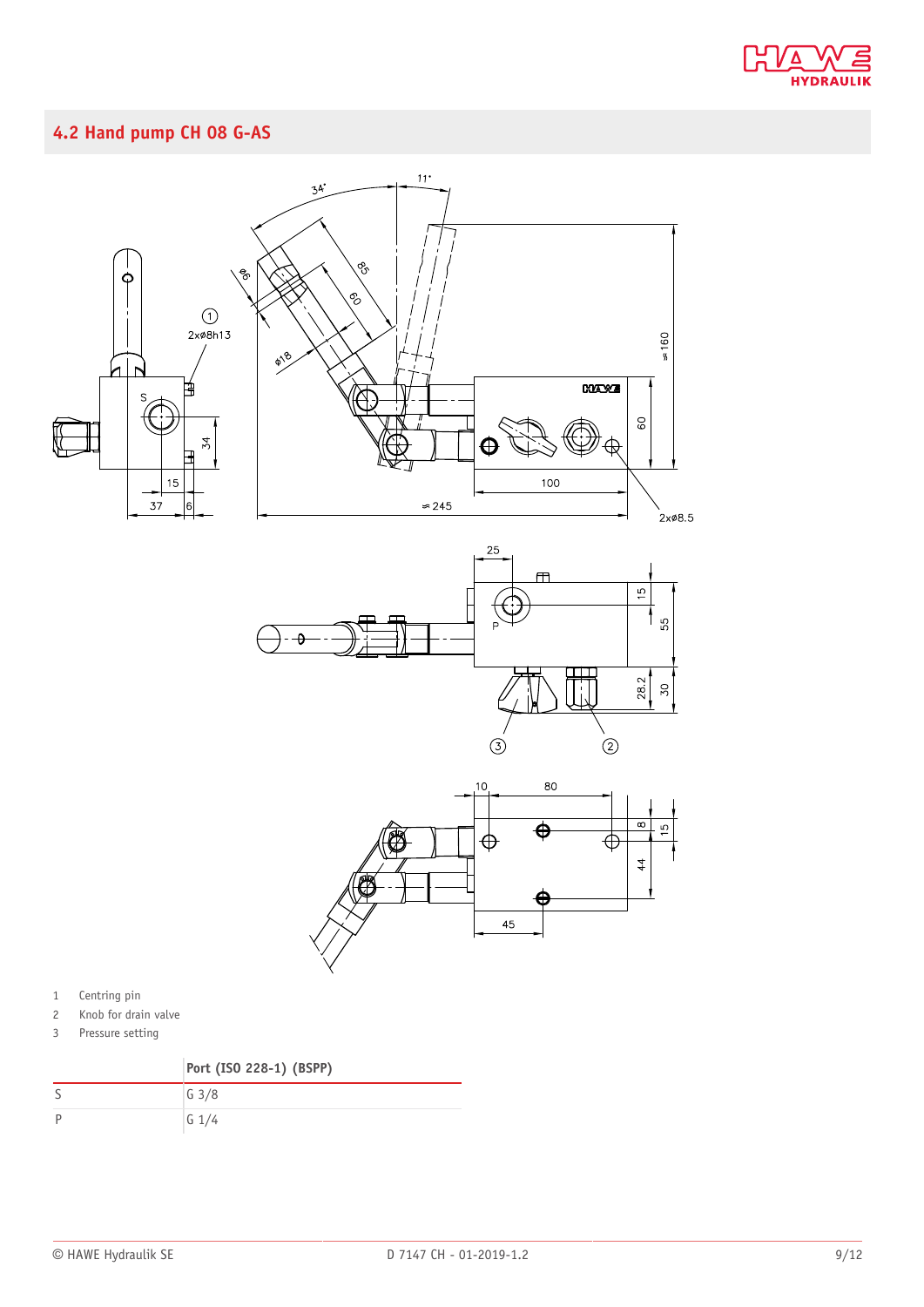## 4.2 Hand pump CH 08 G-AS

1 Centring pin
2 Knob for drain valve
3 Pressure setting

| | Port (ISO 228-1) (BSPP) |
|---|---|
| S | G 3/8 |
| P | G 1/4 |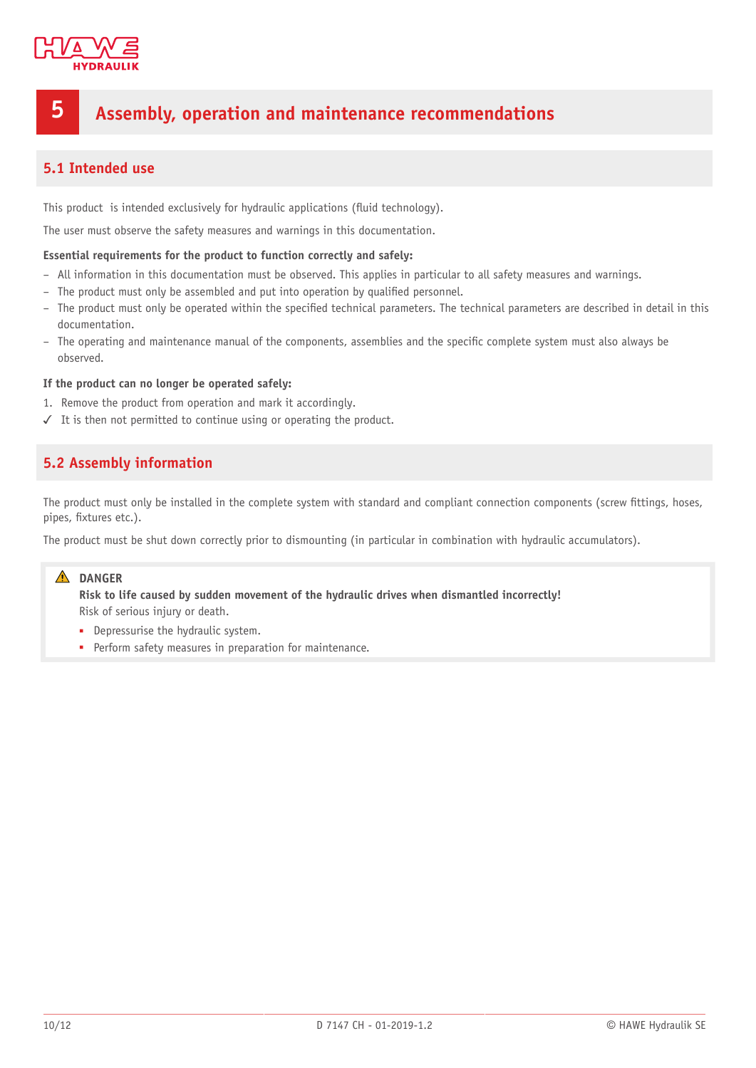# 5 Assembly, operation and maintenance recommendations

## 5.1 Intended use

This product is intended exclusively for hydraulic applications (fluid technology).

The user must observe the safety measures and warnings in this documentation.

**Essential requirements for the product to function correctly and safely:**

- All information in this documentation must be observed. This applies in particular to all safety measures and warnings.
- The product must only be assembled and put into operation by qualified personnel.
- The product must only be operated within the specified technical parameters. The technical parameters are described in detail in this documentation.
- The operating and maintenance manual of the components, assemblies and the specific complete system must also always be observed.

**If the product can no longer be operated safely:**

1. Remove the product from operation and mark it accordingly.

✓ It is then not permitted to continue using or operating the product.

## 5.2 Assembly information

The product must only be installed in the complete system with standard and compliant connection components (screw fittings, hoses, pipes, fixtures etc.).

The product must be shut down correctly prior to dismounting (in particular in combination with hydraulic accumulators).

> ⚠ **DANGER**
>
> **Risk to life caused by sudden movement of the hydraulic drives when dismantled incorrectly!**
>
> Risk of serious injury or death.
>
> - Depressurise the hydraulic system.
> - Perform safety measures in preparation for maintenance.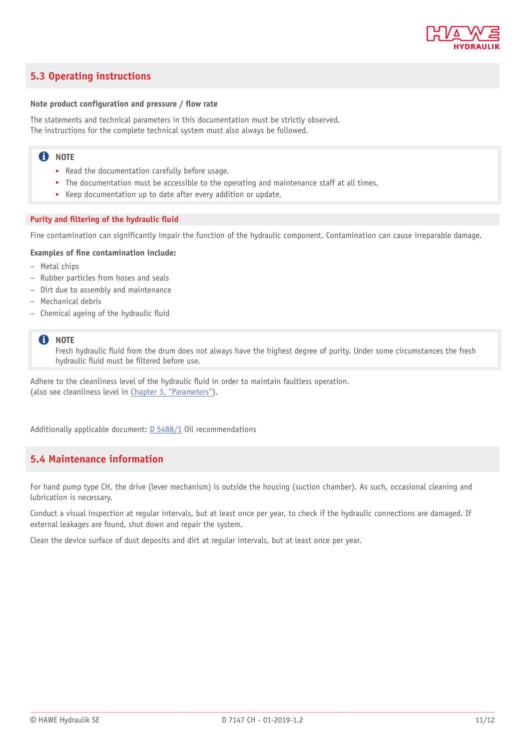## 5.3 Operating instructions

**Note product configuration and pressure / flow rate**

The statements and technical parameters in this documentation must be strictly observed.
The instructions for the complete technical system must also always be followed.

> **NOTE**
> - Read the documentation carefully before usage.
> - The documentation must be accessible to the operating and maintenance staff at all times.
> - Keep documentation up to date after every addition or update.

### Purity and filtering of the hydraulic fluid

Fine contamination can significantly impair the function of the hydraulic component. Contamination can cause irreparable damage.

**Examples of fine contamination include:**

- Metal chips
- Rubber particles from hoses and seals
- Dirt due to assembly and maintenance
- Mechanical debris
- Chemical ageing of the hydraulic fluid

> **NOTE**
> Fresh hydraulic fluid from the drum does not always have the highest degree of purity. Under some circumstances the fresh hydraulic fluid must be filtered before use.

Adhere to the cleanliness level of the hydraulic fluid in order to maintain faultless operation.
(also see cleanliness level in Chapter 3, "Parameters").

Additionally applicable document: D 5488/1 Oil recommendations

## 5.4 Maintenance information

For hand pump type CH, the drive (lever mechanism) is outside the housing (suction chamber). As such, occasional cleaning and lubrication is necessary.

Conduct a visual inspection at regular intervals, but at least once per year, to check if the hydraulic connections are damaged. If external leakages are found, shut down and repair the system.

Clean the device surface of dust deposits and dirt at regular intervals, but at least once per year.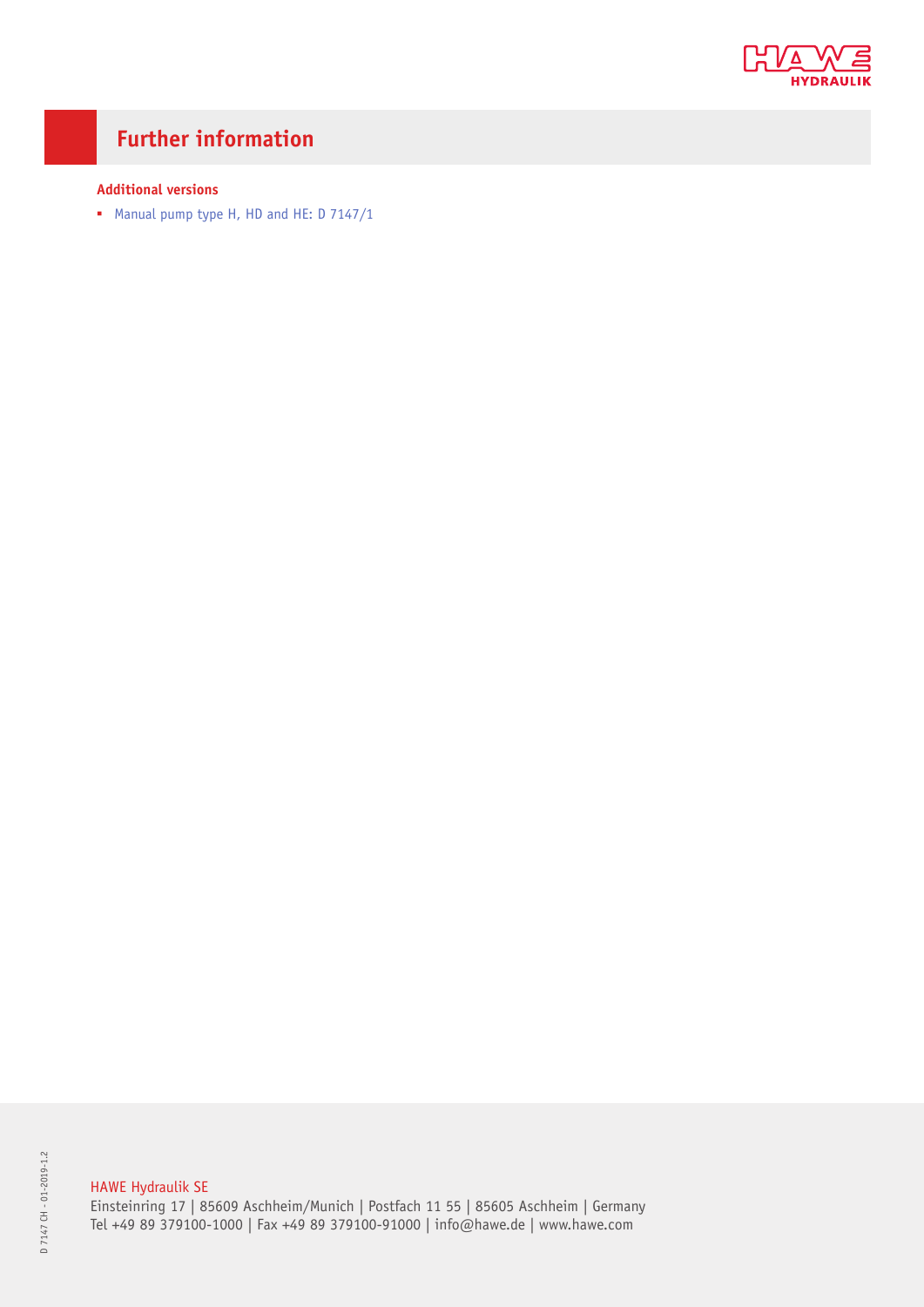## Further information

### Additional versions

- Manual pump type H, HD and HE: D 7147/1

HAWE Hydraulik SE
Einsteinring 17 | 85609 Aschheim/Munich | Postfach 11 55 | 85605 Aschheim | Germany
Tel +49 89 379100-1000 | Fax +49 89 379100-91000 | info@hawe.de | www.hawe.com